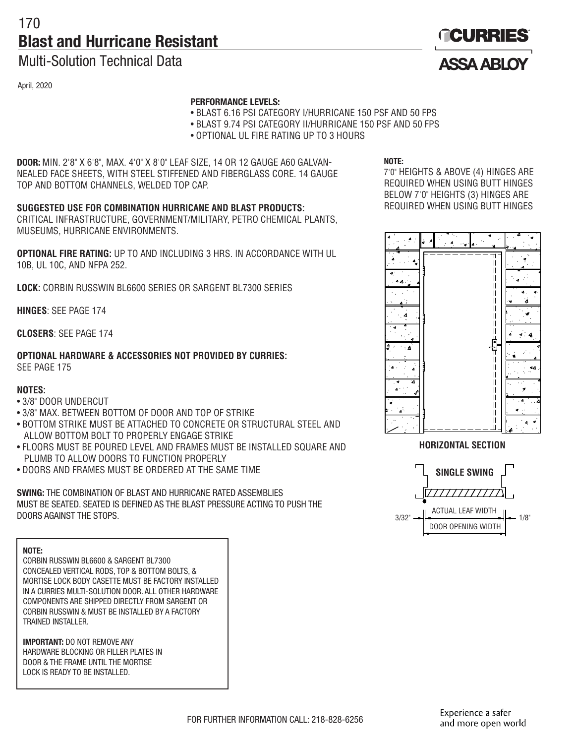# Blast and Hurricane Resistant

## Multi-Solution Technical Data

April, 2020

**PERFORMANCE LEVELS:**
- BLAST 6.16 PSI CATEGORY I/HURRICANE 150 PSF AND 50 FPS
- BLAST 9.74 PSI CATEGORY II/HURRICANE 150 PSF AND 50 FPS
- OPTIONAL UL FIRE RATING UP TO 3 HOURS

**DOOR:** MIN. 2'8" X 6'8", MAX. 4'0" X 8'0" LEAF SIZE, 14 OR 12 GAUGE A60 GALVANNEALED FACE SHEETS, WITH STEEL STIFFENED AND FIBERGLASS CORE. 14 GAUGE TOP AND BOTTOM CHANNELS, WELDED TOP CAP.

**SUGGESTED USE FOR COMBINATION HURRICANE AND BLAST PRODUCTS:** CRITICAL INFRASTRUCTURE, GOVERNMENT/MILITARY, PETRO CHEMICAL PLANTS, MUSEUMS, HURRICANE ENVIRONMENTS.

**OPTIONAL FIRE RATING:** UP TO AND INCLUDING 3 HRS. IN ACCORDANCE WITH UL 10B, UL 10C, AND NFPA 252.

**LOCK:** CORBIN RUSSWIN BL6600 SERIES OR SARGENT BL7300 SERIES

**HINGES**: SEE PAGE 174

**CLOSERS**: SEE PAGE 174

**OPTIONAL HARDWARE & ACCESSORIES NOT PROVIDED BY CURRIES:**
SEE PAGE 175

**NOTES:**
- 3/8" DOOR UNDERCUT
- 3/8" MAX. BETWEEN BOTTOM OF DOOR AND TOP OF STRIKE
- BOTTOM STRIKE MUST BE ATTACHED TO CONCRETE OR STRUCTURAL STEEL AND ALLOW BOTTOM BOLT TO PROPERLY ENGAGE STRIKE
- FLOORS MUST BE POURED LEVEL AND FRAMES MUST BE INSTALLED SQUARE AND PLUMB TO ALLOW DOORS TO FUNCTION PROPERLY
- DOORS AND FRAMES MUST BE ORDERED AT THE SAME TIME

**SWING:** THE COMBINATION OF BLAST AND HURRICANE RATED ASSEMBLIES MUST BE SEATED. SEATED IS DEFINED AS THE BLAST PRESSURE ACTING TO PUSH THE DOORS AGAINST THE STOPS.

**NOTE:**
CORBIN RUSSWIN BL6600 & SARGENT BL7300 CONCEALED VERTICAL RODS, TOP & BOTTOM BOLTS, & MORTISE LOCK BODY CASETTE MUST BE FACTORY INSTALLED IN A CURRIES MULTI-SOLUTION DOOR. ALL OTHER HARDWARE COMPONENTS ARE SHIPPED DIRECTLY FROM SARGENT OR CORBIN RUSSWIN & MUST BE INSTALLED BY A FACTORY TRAINED INSTALLER.

**IMPORTANT:** DO NOT REMOVE ANY HARDWARE BLOCKING OR FILLER PLATES IN DOOR & THE FRAME UNTIL THE MORTISE LOCK IS READY TO BE INSTALLED.

**NOTE:**
7'0" HEIGHTS & ABOVE (4) HINGES ARE REQUIRED WHEN USING BUTT HINGES BELOW 7'0" HEIGHTS (3) HINGES ARE REQUIRED WHEN USING BUTT HINGES

HORIZONTAL SECTION

SINGLE SWING

3/32" — ACTUAL LEAF WIDTH — 1/8"

DOOR OPENING WIDTH

FOR FURTHER INFORMATION CALL: 218-828-6256

Experience a safer and more open world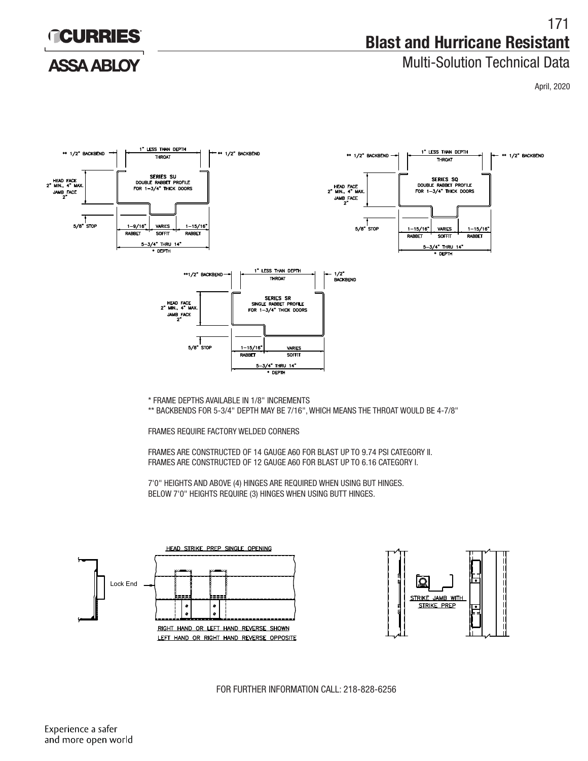# Blast and Hurricane Resistant

## Multi-Solution Technical Data

April, 2020

**SERIES SU** — DOUBLE RABBET PROFILE FOR 1-3/4" THICK DOORS

- ** 1/2" BACKBEND
- 1" LESS THAN DEPTH THROAT
- HEAD FACE 2" MIN., 4" MAX.
- JAMB FACE 2"
- 5/8" STOP
- 1-9/16" RABBET
- VARIES SOFFIT
- 1-15/16" RABBET
- 5-3/4" THRU 14" * DEPTH

**SERIES SQ** — DOUBLE RABBET PROFILE FOR 1-3/4" THICK DOORS

- ** 1/2" BACKBEND
- 1" LESS THAN DEPTH THROAT
- HEAD FACE 2" MIN., 4" MAX.
- JAMB FACE 2"
- 5/8" STOP
- 1-15/16" RABBET
- VARIES SOFFIT
- 1-15/16" RABBET
- 5-3/4" THRU 14" * DEPTH

**SERIES SR** — SINGLE RABBET PROFILE FOR 1-3/4" THICK DOORS

- **1/2" BACKBEND
- 1/2" BACKBEND
- 1" LESS THAN DEPTH THROAT
- HEAD FACE 2" MIN., 4" MAX.
- JAMB FACE 2"
- 5/8" STOP
- 1-15/16" RABBET
- VARIES SOFFIT
- 5-3/4" THRU 14" * DEPTH

\* FRAME DEPTHS AVAILABLE IN 1/8" INCREMENTS
\** BACKBENDS FOR 5-3/4" DEPTH MAY BE 7/16", WHICH MEANS THE THROAT WOULD BE 4-7/8"

FRAMES REQUIRE FACTORY WELDED CORNERS

FRAMES ARE CONSTRUCTED OF 14 GAUGE A60 FOR BLAST UP TO 9.74 PSI CATEGORY II.
FRAMES ARE CONSTRUCTED OF 12 GAUGE A60 FOR BLAST UP TO 6.16 CATEGORY I.

7'0" HEIGHTS AND ABOVE (4) HINGES ARE REQUIRED WHEN USING BUT HINGES.
BELOW 7'0" HEIGHTS REQUIRE (3) HINGES WHEN USING BUTT HINGES.

HEAD STRIKE PREP SINGLE OPENING

Lock End

RIGHT HAND OR LEFT HAND REVERSE SHOWN
LEFT HAND OR RIGHT HAND REVERSE OPPOSITE

STRIKE JAMB WITH STRIKE PREP

FOR FURTHER INFORMATION CALL: 218-828-6256

Experience a safer and more open world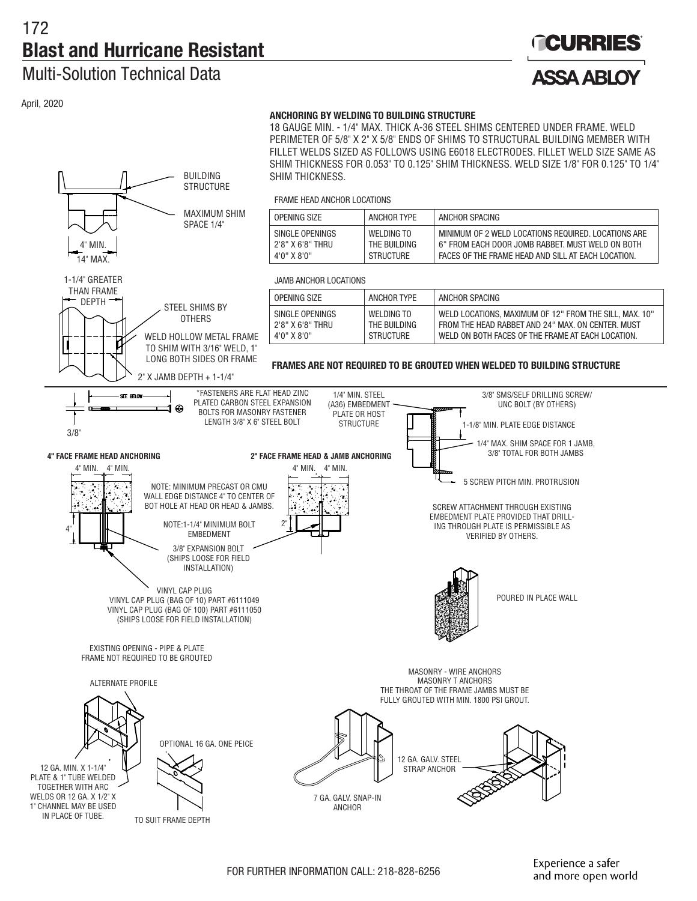# Blast and Hurricane Resistant

## Multi-Solution Technical Data

April, 2020

### ANCHORING BY WELDING TO BUILDING STRUCTURE

18 GAUGE MIN. - 1/4" MAX. THICK A-36 STEEL SHIMS CENTERED UNDER FRAME. WELD PERIMETER OF 5/8" X 2" X 5/8" ENDS OF SHIMS TO STRUCTURAL BUILDING MEMBER WITH FILLET WELDS SIZED AS FOLLOWS USING E6018 ELECTRODES. FILLET WELD SIZE SAME AS SHIM THICKNESS FOR 0.053" TO 0.125" SHIM THICKNESS. WELD SIZE 1/8" FOR 0.125" TO 1/4" SHIM THICKNESS.

FRAME HEAD ANCHOR LOCATIONS

| OPENING SIZE | ANCHOR TYPE | ANCHOR SPACING |
|---|---|---|
| SINGLE OPENINGS 2'8" X 6'8" THRU 4'0" X 8'0" | WELDING TO THE BUILDING STRUCTURE | MINIMUM OF 2 WELD LOCATIONS REQUIRED. LOCATIONS ARE 6" FROM EACH DOOR JOMB RABBET. MUST WELD ON BOTH FACES OF THE FRAME HEAD AND SILL AT EACH LOCATION. |

JAMB ANCHOR LOCATIONS

| OPENING SIZE | ANCHOR TYPE | ANCHOR SPACING |
|---|---|---|
| SINGLE OPENINGS 2'8" X 6'8" THRU 4'0" X 8'0" | WELDING TO THE BUILDING STRUCTURE | WELD LOCATIONS, MAXIMUM OF 12" FROM THE SILL, MAX. 10" FROM THE HEAD RABBET AND 24" MAX. ON CENTER. MUST WELD ON BOTH FACES OF THE FRAME AT EACH LOCATION. |

**FRAMES ARE NOT REQUIRED TO BE GROUTED WHEN WELDED TO BUILDING STRUCTURE**

BUILDING STRUCTURE

MAXIMUM SHIM SPACE 1/4"

4" MIN. 14" MAX.

1-1/4" GREATER THAN FRAME DEPTH

STEEL SHIMS BY OTHERS

WELD HOLLOW METAL FRAME TO SHIM WITH 3/16" WELD, 1" LONG BOTH SIDES OR FRAME

2" X JAMB DEPTH + 1-1/4"

SEE BELOW

3/8"

*FASTENERS ARE FLAT HEAD ZINC PLATED CARBON STEEL EXPANSION BOLTS FOR MASONRY FASTENER LENGTH 3/8" X 6" STEEL BOLT

**4" FACE FRAME HEAD ANCHORING**

**2" FACE FRAME HEAD & JAMB ANCHORING**

4" MIN. 4" MIN.

4"

2"

NOTE: MINIMUM PRECAST OR CMU WALL EDGE DISTANCE 4" TO CENTER OF BOT HOLE AT HEAD OR HEAD & JAMBS.

NOTE:1-1/4" MINIMUM BOLT EMBEDMENT

3/8" EXPANSION BOLT (SHIPS LOOSE FOR FIELD INSTALLATION)

VINYL CAP PLUG
VINYL CAP PLUG (BAG OF 10) PART #6111049
VINYL CAP PLUG (BAG OF 100) PART #6111050
(SHIPS LOOSE FOR FIELD INSTALLATION)

1/4" MIN. STEEL (A36) EMBEDMENT PLATE OR HOST STRUCTURE

3/8" SMS/SELF DRILLING SCREW/ UNC BOLT (BY OTHERS)

1-1/8" MIN. PLATE EDGE DISTANCE

1/4" MAX. SHIM SPACE FOR 1 JAMB, 3/8" TOTAL FOR BOTH JAMBS

5 SCREW PITCH MIN. PROTRUSION

SCREW ATTACHMENT THROUGH EXISTING EMBEDMENT PLATE PROVIDED THAT DRILLING THROUGH PLATE IS PERMISSIBLE AS VERIFIED BY OTHERS.

POURED IN PLACE WALL

EXISTING OPENING - PIPE & PLATE FRAME NOT REQUIRED TO BE GROUTED

ALTERNATE PROFILE

12 GA. MIN. X 1-1/4" PLATE & 1" TUBE WELDED TOGETHER WITH ARC WELDS OR 12 GA. X 1/2" X 1" CHANNEL MAY BE USED IN PLACE OF TUBE.

OPTIONAL 16 GA. ONE PEICE

TO SUIT FRAME DEPTH

MASONRY - WIRE ANCHORS
MASONRY T ANCHORS
THE THROAT OF THE FRAME JAMBS MUST BE FULLY GROUTED WITH MIN. 1800 PSI GROUT.

7 GA. GALV. SNAP-IN ANCHOR

12 GA. GALV. STEEL STRAP ANCHOR

FOR FURTHER INFORMATION CALL: 218-828-6256

Experience a safer and more open world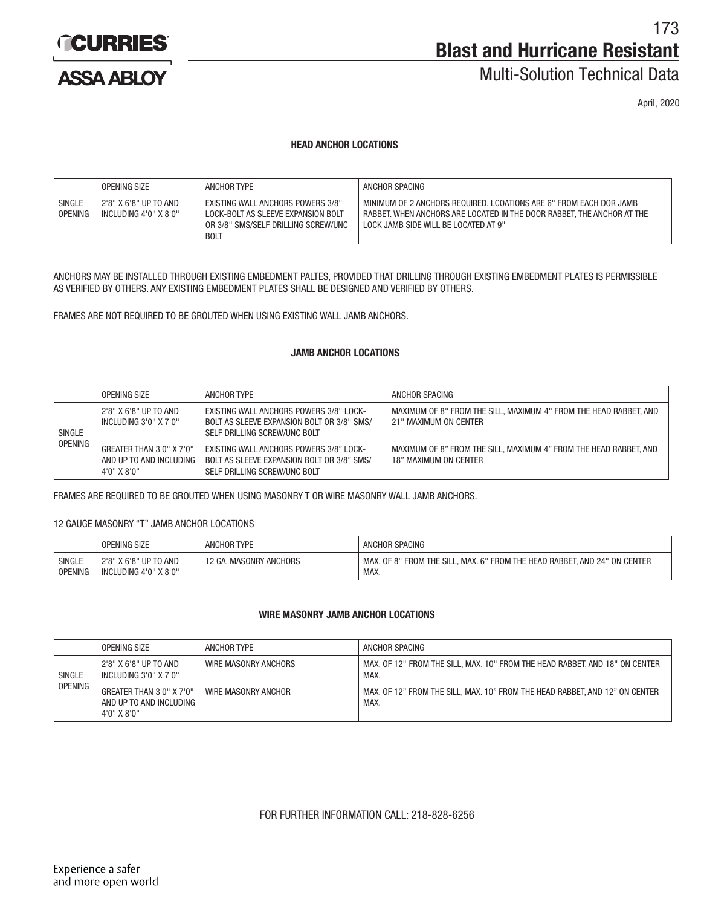# Blast and Hurricane Resistant

## Multi-Solution Technical Data

April, 2020

### HEAD ANCHOR LOCATIONS

| | OPENING SIZE | ANCHOR TYPE | ANCHOR SPACING |
|---|---|---|---|
| SINGLE OPENING | 2'8" X 6'8" UP TO AND INCLUDING 4'0" X 8'0" | EXISTING WALL ANCHORS POWERS 3/8" LOCK-BOLT AS SLEEVE EXPANSION BOLT OR 3/8" SMS/SELF DRILLING SCREW/UNC BOLT | MINIMUM OF 2 ANCHORS REQUIRED. LCOATIONS ARE 6" FROM EACH DOR JAMB RABBET. WHEN ANCHORS ARE LOCATED IN THE DOOR RABBET, THE ANCHOR AT THE LOCK JAMB SIDE WILL BE LOCATED AT 9" |

ANCHORS MAY BE INSTALLED THROUGH EXISTING EMBEDMENT PALTES, PROVIDED THAT DRILLING THROUGH EXISTING EMBEDMENT PLATES IS PERMISSIBLE AS VERIFIED BY OTHERS. ANY EXISTING EMBEDMENT PLATES SHALL BE DESIGNED AND VERIFIED BY OTHERS.

FRAMES ARE NOT REQUIRED TO BE GROUTED WHEN USING EXISTING WALL JAMB ANCHORS.

### JAMB ANCHOR LOCATIONS

| | OPENING SIZE | ANCHOR TYPE | ANCHOR SPACING |
|---|---|---|---|
| SINGLE OPENING | 2'8" X 6'8" UP TO AND INCLUDING 3'0" X 7'0" | EXISTING WALL ANCHORS POWERS 3/8" LOCK-BOLT AS SLEEVE EXPANSION BOLT OR 3/8" SMS/SELF DRILLING SCREW/UNC BOLT | MAXIMUM OF 8" FROM THE SILL, MAXIMUM 4" FROM THE HEAD RABBET, AND 21" MAXIMUM ON CENTER |
| | GREATER THAN 3'0" X 7'0" AND UP TO AND INCLUDING 4'0" X 8'0" | EXISTING WALL ANCHORS POWERS 3/8" LOCK-BOLT AS SLEEVE EXPANSION BOLT OR 3/8" SMS/SELF DRILLING SCREW/UNC BOLT | MAXIMUM OF 8" FROM THE SILL, MAXIMUM 4" FROM THE HEAD RABBET, AND 18" MAXIMUM ON CENTER |

FRAMES ARE REQUIRED TO BE GROUTED WHEN USING MASONRY T OR WIRE MASONRY WALL JAMB ANCHORS.

12 GAUGE MASONRY "T" JAMB ANCHOR LOCATIONS

| | OPENING SIZE | ANCHOR TYPE | ANCHOR SPACING |
|---|---|---|---|
| SINGLE OPENING | 2'8" X 6'8" UP TO AND INCLUDING 4'0" X 8'0" | 12 GA. MASONRY ANCHORS | MAX. OF 8" FROM THE SILL, MAX. 6" FROM THE HEAD RABBET, AND 24" ON CENTER MAX. |

### WIRE MASONRY JAMB ANCHOR LOCATIONS

| | OPENING SIZE | ANCHOR TYPE | ANCHOR SPACING |
|---|---|---|---|
| SINGLE OPENING | 2'8" X 6'8" UP TO AND INCLUDING 3'0" X 7'0" | WIRE MASONRY ANCHORS | MAX. OF 12" FROM THE SILL, MAX. 10" FROM THE HEAD RABBET, AND 18" ON CENTER MAX. |
| | GREATER THAN 3'0" X 7'0" AND UP TO AND INCLUDING 4'0" X 8'0" | WIRE MASONRY ANCHOR | MAX. OF 12" FROM THE SILL, MAX. 10" FROM THE HEAD RABBET, AND 12" ON CENTER MAX. |

FOR FURTHER INFORMATION CALL: 218-828-6256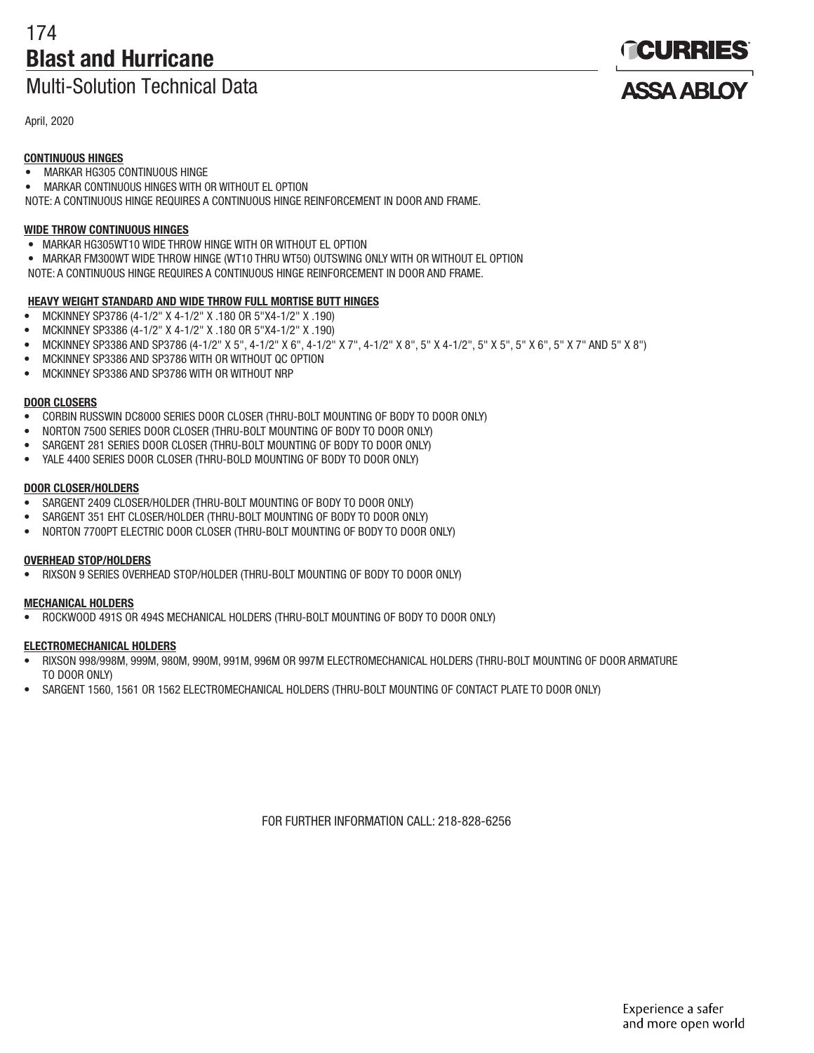# Blast and Hurricane

## Multi-Solution Technical Data

April, 2020

**CONTINUOUS HINGES**

- MARKAR HG305 CONTINUOUS HINGE
- MARKAR CONTINUOUS HINGES WITH OR WITHOUT EL OPTION

NOTE: A CONTINUOUS HINGE REQUIRES A CONTINUOUS HINGE REINFORCEMENT IN DOOR AND FRAME.

**WIDE THROW CONTINUOUS HINGES**

- MARKAR HG305WT10 WIDE THROW HINGE WITH OR WITHOUT EL OPTION
- MARKAR FM300WT WIDE THROW HINGE (WT10 THRU WT50) OUTSWING ONLY WITH OR WITHOUT EL OPTION

NOTE: A CONTINUOUS HINGE REQUIRES A CONTINUOUS HINGE REINFORCEMENT IN DOOR AND FRAME.

**HEAVY WEIGHT STANDARD AND WIDE THROW FULL MORTISE BUTT HINGES**

- MCKINNEY SP3786 (4-1/2" X 4-1/2" X .180 OR 5"X4-1/2" X .190)
- MCKINNEY SP3386 (4-1/2" X 4-1/2" X .180 OR 5"X4-1/2" X .190)
- MCKINNEY SP3386 AND SP3786 (4-1/2" X 5", 4-1/2" X 6", 4-1/2" X 7", 4-1/2" X 8", 5" X 4-1/2", 5" X 5", 5" X 6", 5" X 7" AND 5" X 8")
- MCKINNEY SP3386 AND SP3786 WITH OR WITHOUT QC OPTION
- MCKINNEY SP3386 AND SP3786 WITH OR WITHOUT NRP

**DOOR CLOSERS**

- CORBIN RUSSWIN DC8000 SERIES DOOR CLOSER (THRU-BOLT MOUNTING OF BODY TO DOOR ONLY)
- NORTON 7500 SERIES DOOR CLOSER (THRU-BOLT MOUNTING OF BODY TO DOOR ONLY)
- SARGENT 281 SERIES DOOR CLOSER (THRU-BOLT MOUNTING OF BODY TO DOOR ONLY)
- YALE 4400 SERIES DOOR CLOSER (THRU-BOLD MOUNTING OF BODY TO DOOR ONLY)

**DOOR CLOSER/HOLDERS**

- SARGENT 2409 CLOSER/HOLDER (THRU-BOLT MOUNTING OF BODY TO DOOR ONLY)
- SARGENT 351 EHT CLOSER/HOLDER (THRU-BOLT MOUNTING OF BODY TO DOOR ONLY)
- NORTON 7700PT ELECTRIC DOOR CLOSER (THRU-BOLT MOUNTING OF BODY TO DOOR ONLY)

**OVERHEAD STOP/HOLDERS**

- RIXSON 9 SERIES OVERHEAD STOP/HOLDER (THRU-BOLT MOUNTING OF BODY TO DOOR ONLY)

**MECHANICAL HOLDERS**

- ROCKWOOD 491S OR 494S MECHANICAL HOLDERS (THRU-BOLT MOUNTING OF BODY TO DOOR ONLY)

**ELECTROMECHANICAL HOLDERS**

- RIXSON 998/998M, 999M, 980M, 990M, 991M, 996M OR 997M ELECTROMECHANICAL HOLDERS (THRU-BOLT MOUNTING OF DOOR ARMATURE TO DOOR ONLY)
- SARGENT 1560, 1561 OR 1562 ELECTROMECHANICAL HOLDERS (THRU-BOLT MOUNTING OF CONTACT PLATE TO DOOR ONLY)

FOR FURTHER INFORMATION CALL: 218-828-6256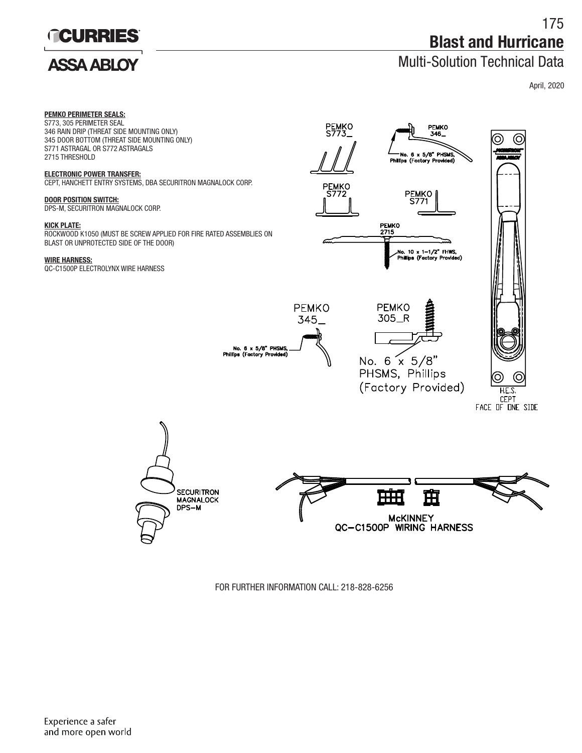# Blast and Hurricane

## Multi-Solution Technical Data

April, 2020

**PEMKO PERIMETER SEALS:**
S773, 305 PERIMETER SEAL
346 RAIN DRIP (THREAT SIDE MOUNTING ONLY)
345 DOOR BOTTOM (THREAT SIDE MOUNTING ONLY)
S771 ASTRAGAL OR S772 ASTRAGALS
2715 THRESHOLD

**ELECTRONIC POWER TRANSFER:**
CEPT, HANCHETT ENTRY SYSTEMS, DBA SECURITRON MAGNALOCK CORP.

**DOOR POSITION SWITCH:**
DPS-M, SECURITRON MAGNALOCK CORP.

**KICK PLATE:**
ROCKWOOD K1050 (MUST BE SCREW APPLIED FOR FIRE RATED ASSEMBLIES ON BLAST OR UNPROTECTED SIDE OF THE DOOR)

**WIRE HARNESS:**
QC-C1500P ELECTROLYNX WIRE HARNESS

PEMKO S773_

PEMKO 346_

No. 6 x 5/8" PHSMS, Phillips (Factory Provided)

PEMKO S772

PEMKO S771

PEMKO 2715

No. 10 x 1-1/2" FHWS, Phillips (Factory Provided)

PEMKO 345_

No. 6 x 5/8" PHSMS, Phillips (Factory Provided)

PEMKO 305_R

No. 6 x 5/8" PHSMS, Phillips (Factory Provided)

H.E.S. CEPT FACE OF ONE SIDE

SECURITRON MAGNALOCK DPS-M

McKINNEY QC-C1500P WIRING HARNESS

FOR FURTHER INFORMATION CALL: 218-828-6256

Experience a safer and more open world